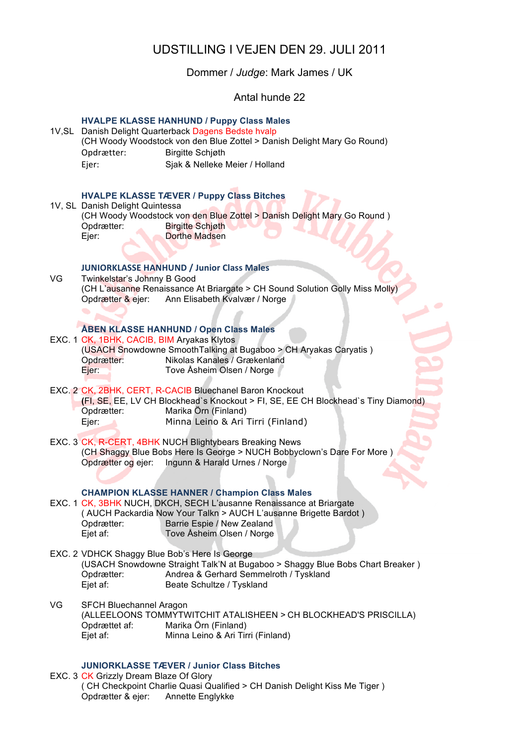# UDSTILLING I VEJEN DEN 29. JULI 2011

Dommer / *Judge*: Mark James / UK

Antal hunde 22

### HVALPE KLASSE HANHUND / Puppy Class Males

1V,SL Danish Delight Quarterback Dagens Bedste hvalp
(CH Woody Woodstock von den Blue Zottel > Danish Delight Mary Go Round)
Opdrætter: Birgitte Schjøth
Ejer: Sjak & Nelleke Meier / Holland

### HVALPE KLASSE TÆVER / Puppy Class Bitches

1V, SL Danish Delight Quintessa
(CH Woody Woodstock von den Blue Zottel > Danish Delight Mary Go Round )
Opdrætter: Birgitte Schjøth
Ejer: Dorthe Madsen

### JUNIORKLASSE HANHUND / Junior Class Males

VG Twinkelstar's Johnny B Good
(CH L'ausanne Renaissance At Briargate > CH Sound Solution Golly Miss Molly)
Opdrætter & ejer: Ann Elisabeth Kvalvær / Norge

### ÅBEN KLASSE HANHUND / Open Class Males

EXC. 1 CK, 1BHK, CACIB, BIM Aryakas Klytos
(USACH Snowdowne SmoothTalking at Bugaboo > CH Aryakas Caryatis )
Opdrætter: Nikolas Kanales / Grækenland
Ejer: Tove Åsheim Olsen / Norge

EXC. 2 CK, 2BHK, CERT, R-CACIB Bluechanel Baron Knockout
(FI, SE, EE, LV CH Blockhead`s Knockout > FI, SE, EE CH Blockhead`s Tiny Diamond)
Opdrætter: Marika Örn (Finland)
Ejer: Minna Leino & Ari Tirri (Finland)

EXC. 3 CK, R-CERT, 4BHK NUCH Blightybears Breaking News
(CH Shaggy Blue Bobs Here Is George > NUCH Bobbyclown's Dare For More )
Opdrætter og ejer: Ingunn & Harald Urnes / Norge

### CHAMPION KLASSE HANNER / Champion Class Males

EXC. 1 CK, 3BHK NUCH, DKCH, SECH L'ausanne Renaissance at Briargate
( AUCH Packardia Now Your Talkn > AUCH L'ausanne Brigette Bardot )
Opdrætter: Barrie Espie / New Zealand
Ejet af: Tove Åsheim Olsen / Norge

EXC. 2 VDHCK Shaggy Blue Bob's Here Is George
(USACH Snowdowne Straight Talk'N at Bugaboo > Shaggy Blue Bobs Chart Breaker )
Opdrætter: Andrea & Gerhard Semmelroth / Tyskland
Ejet af: Beate Schultze / Tyskland

VG SFCH Bluechannel Aragon
(ALLEELOONS TOMMYTWITCHIT ATALISHEEN > CH BLOCKHEAD'S PRISCILLA)
Opdrættet af: Marika Örn (Finland)
Ejet af: Minna Leino & Ari Tirri (Finland)

### JUNIORKLASSE TÆVER / Junior Class Bitches

EXC. 3 CK Grizzly Dream Blaze Of Glory
( CH Checkpoint Charlie Quasi Qualified > CH Danish Delight Kiss Me Tiger )
Opdrætter & ejer: Annette Englykke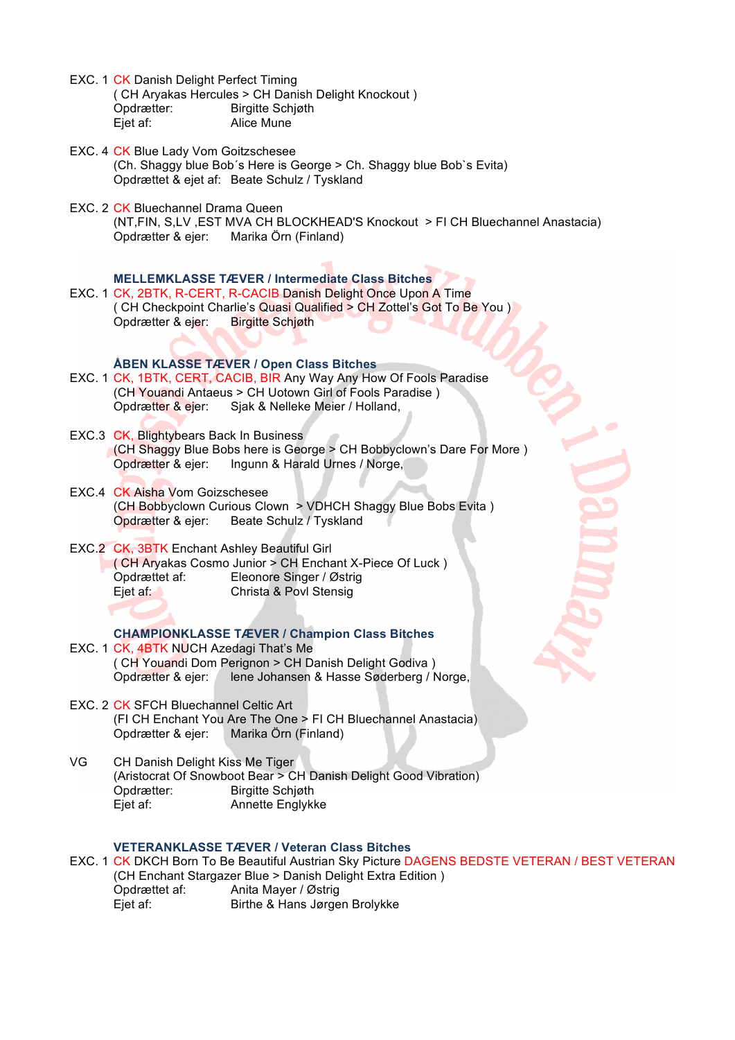EXC. 1 CK Danish Delight Perfect Timing
( CH Aryakas Hercules > CH Danish Delight Knockout )
Opdrætter: Birgitte Schjøth
Ejet af: Alice Mune

EXC. 4 CK Blue Lady Vom Goitzschesee
(Ch. Shaggy blue Bob´s Here is George > Ch. Shaggy blue Bob`s Evita)
Opdrættet & ejet af: Beate Schulz / Tyskland

EXC. 2 CK Bluechannel Drama Queen
(NT,FIN, S,LV ,EST MVA CH BLOCKHEAD'S Knockout > FI CH Bluechannel Anastacia)
Opdrætter & ejer: Marika Örn (Finland)

**MELLEMKLASSE TÆVER / Intermediate Class Bitches**

EXC. 1 CK, 2BTK, R-CERT, R-CACIB Danish Delight Once Upon A Time
( CH Checkpoint Charlie's Quasi Qualified > CH Zottel's Got To Be You )
Opdrætter & ejer: Birgitte Schjøth

**ÅBEN KLASSE TÆVER / Open Class Bitches**

EXC. 1 CK, 1BTK, CERT, CACIB, BIR Any Way Any How Of Fools Paradise
(CH Youandi Antaeus > CH Uotown Girl of Fools Paradise )
Opdrætter & ejer: Sjak & Nelleke Meier / Holland,

EXC.3 CK, Blightybears Back In Business
(CH Shaggy Blue Bobs here is George > CH Bobbyclown's Dare For More )
Opdrætter & ejer: Ingunn & Harald Urnes / Norge,

EXC.4 CK Aisha Vom Goizschesee
(CH Bobbyclown Curious Clown > VDHCH Shaggy Blue Bobs Evita )
Opdrætter & ejer: Beate Schulz / Tyskland

EXC.2 CK, 3BTK Enchant Ashley Beautiful Girl
( CH Aryakas Cosmo Junior > CH Enchant X-Piece Of Luck )
Opdrættet af: Eleonore Singer / Østrig
Ejet af: Christa & Povl Stensig

**CHAMPIONKLASSE TÆVER / Champion Class Bitches**

EXC. 1 CK, 4BTK NUCH Azedagi That's Me
( CH Youandi Dom Perignon > CH Danish Delight Godiva )
Opdrætter & ejer: Iene Johansen & Hasse Søderberg / Norge,

EXC. 2 CK SFCH Bluechannel Celtic Art
(FI CH Enchant You Are The One > FI CH Bluechannel Anastacia)
Opdrætter & ejer: Marika Örn (Finland)

VG CH Danish Delight Kiss Me Tiger
(Aristocrat Of Snowboot Bear > CH Danish Delight Good Vibration)
Opdrætter: Birgitte Schjøth
Ejet af: Annette Englykke

**VETERANKLASSE TÆVER / Veteran Class Bitches**

EXC. 1 CK DKCH Born To Be Beautiful Austrian Sky Picture DAGENS BEDSTE VETERAN / BEST VETERAN
(CH Enchant Stargazer Blue > Danish Delight Extra Edition )
Opdrættet af: Anita Mayer / Østrig
Ejet af: Birthe & Hans Jørgen Brolykke